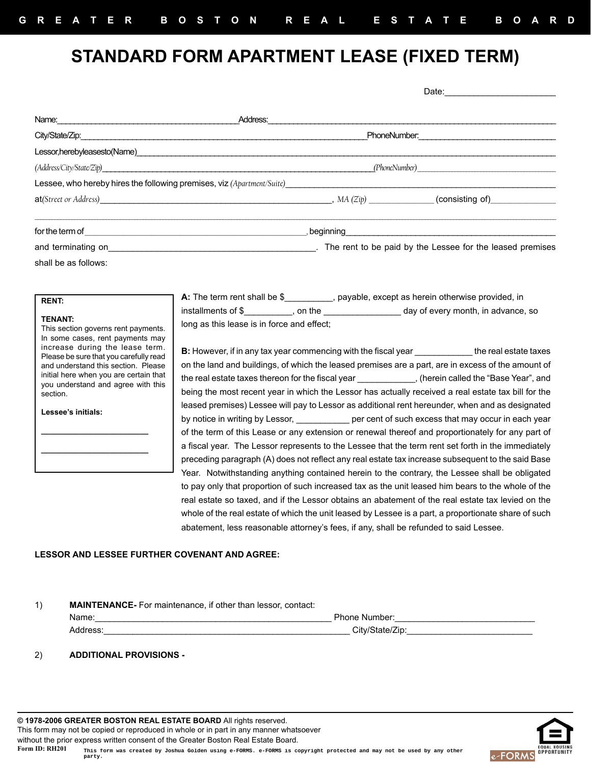GREATER BOSTON REAL ESTATE BOARD

# STANDARD FORM APARTMENT LEASE (FIXED TERM)

Date:______________________

Name:________________________________________Address:________________________________________________________________

City/State/Zip:_______________________________________________________________PhoneNumber:______________________________

Lessor,herebyleasesto(Name)________________________________________________________________________________________

*(Address/City/State/Zip)*____________________________________________________________*(PhoneNumber)*______________________________

Lessee, who hereby hires the following premises, viz *(Apartment/Suite)*__________________________________________________________

at*(Street or Address)*____________________________________________________, *MA (Zip)* ______________ (consisting of)______________

______________________________________________________________________________________________________________

for the term of_________________________________________________, beginning______________________________________________

and terminating on____________________________________________. The rent to be paid by the Lessee for the leased premises shall be as follows:

> **RENT:**
>
> **TENANT:**
> This section governs rent payments. In some cases, rent payments may increase during the lease term. Please be sure that you carefully read and understand this section. Please initial here when you are certain that you understand and agree with this section.
>
> **Lessee's initials:**
>
> ______________________
>
> ______________________

**A:** The term rent shall be $__________, payable, except as herein otherwise provided, in installments of $__________, on the ________________ day of every month, in advance, so long as this lease is in force and effect;

**B:** However, if in any tax year commencing with the fiscal year ____________ the real estate taxes on the land and buildings, of which the leased premises are a part, are in excess of the amount of the real estate taxes thereon for the fiscal year ____________, (herein called the "Base Year", and being the most recent year in which the Lessor has actually received a real estate tax bill for the leased premises) Lessee will pay to Lessor as additional rent hereunder, when and as designated by notice in writing by Lessor, ___________ per cent of such excess that may occur in each year of the term of this Lease or any extension or renewal thereof and proportionately for any part of a fiscal year. The Lessor represents to the Lessee that the term rent set forth in the immediately preceding paragraph (A) does not reflect any real estate tax increase subsequent to the said Base Year. Notwithstanding anything contained herein to the contrary, the Lessee shall be obligated to pay only that proportion of such increased tax as the unit leased him bears to the whole of the real estate so taxed, and if the Lessor obtains an abatement of the real estate tax levied on the whole of the real estate of which the unit leased by Lessee is a part, a proportionate share of such abatement, less reasonable attorney's fees, if any, shall be refunded to said Lessee.

**LESSOR AND LESSEE FURTHER COVENANT AND AGREE:**

1) **MAINTENANCE-** For maintenance, if other than lessor, contact:
Name:__________________________________________________ Phone Number:_____________________________
Address:_____________________________________________________ City/State/Zip:_________________________

2) **ADDITIONAL PROVISIONS -**

**© 1978-2006 GREATER BOSTON REAL ESTATE BOARD** All rights reserved.
This form may not be copied or reproduced in whole or in part in any manner whatsoever without the prior express written consent of the Greater Boston Real Estate Board.
Form ID: RH201 This form was created by Joshua Golden using e-FORMS. e-FORMS is copyright protected and may not be used by any other party.

EQUAL HOUSING OPPORTUNITY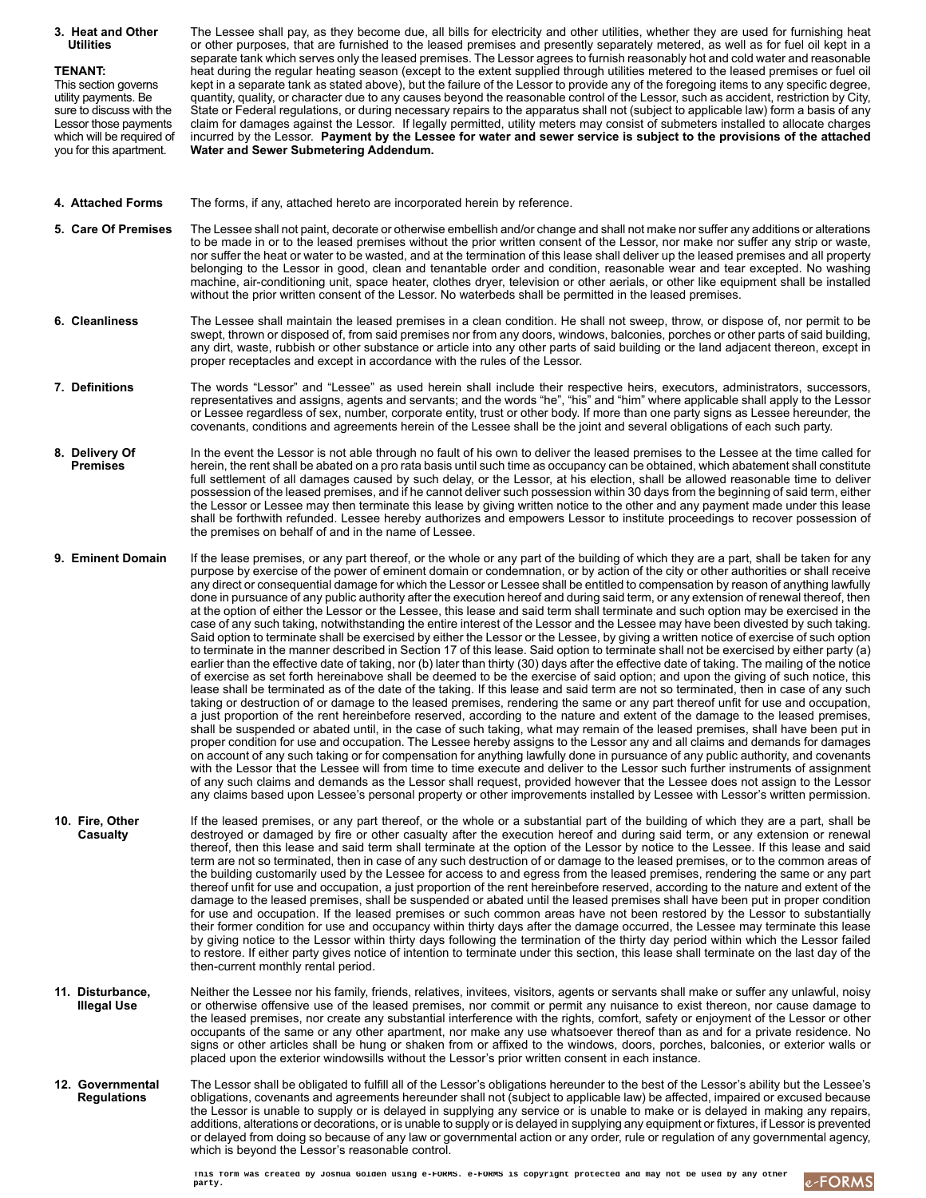**3. Heat and Other Utilities**

**TENANT:**
This section governs utility payments. Be sure to discuss with the Lessor those payments which will be required of you for this apartment.

The Lessee shall pay, as they become due, all bills for electricity and other utilities, whether they are used for furnishing heat or other purposes, that are furnished to the leased premises and presently separately metered, as well as for fuel oil kept in a separate tank which serves only the leased premises. The Lessor agrees to furnish reasonably hot and cold water and reasonable heat during the regular heating season (except to the extent supplied through utilities metered to the leased premises or fuel oil kept in a separate tank as stated above), but the failure of the Lessor to provide any of the foregoing items to any specific degree, quantity, quality, or character due to any causes beyond the reasonable control of the Lessor, such as accident, restriction by City, State or Federal regulations, or during necessary repairs to the apparatus shall not (subject to applicable law) form a basis of any claim for damages against the Lessor. If legally permitted, utility meters may consist of submeters installed to allocate charges incurred by the Lessor. **Payment by the Lessee for water and sewer service is subject to the provisions of the attached Water and Sewer Submetering Addendum.**

**4. Attached Forms**

The forms, if any, attached hereto are incorporated herein by reference.

**5. Care Of Premises**

The Lessee shall not paint, decorate or otherwise embellish and/or change and shall not make nor suffer any additions or alterations to be made in or to the leased premises without the prior written consent of the Lessor, nor make nor suffer any strip or waste, nor suffer the heat or water to be wasted, and at the termination of this lease shall deliver up the leased premises and all property belonging to the Lessor in good, clean and tenantable order and condition, reasonable wear and tear excepted. No washing machine, air-conditioning unit, space heater, clothes dryer, television or other aerials, or other like equipment shall be installed without the prior written consent of the Lessor. No waterbeds shall be permitted in the leased premises.

**6. Cleanliness**

The Lessee shall maintain the leased premises in a clean condition. He shall not sweep, throw, or dispose of, nor permit to be swept, thrown or disposed of, from said premises nor from any doors, windows, balconies, porches or other parts of said building, any dirt, waste, rubbish or other substance or article into any other parts of said building or the land adjacent thereon, except in proper receptacles and except in accordance with the rules of the Lessor.

**7. Definitions**

The words "Lessor" and "Lessee" as used herein shall include their respective heirs, executors, administrators, successors, representatives and assigns, agents and servants; and the words "he", "his" and "him" where applicable shall apply to the Lessor or Lessee regardless of sex, number, corporate entity, trust or other body. If more than one party signs as Lessee hereunder, the covenants, conditions and agreements herein of the Lessee shall be the joint and several obligations of each such party.

**8. Delivery Of Premises**

In the event the Lessor is not able through no fault of his own to deliver the leased premises to the Lessee at the time called for herein, the rent shall be abated on a pro rata basis until such time as occupancy can be obtained, which abatement shall constitute full settlement of all damages caused by such delay, or the Lessor, at his election, shall be allowed reasonable time to deliver possession of the leased premises, and if he cannot deliver such possession within 30 days from the beginning of said term, either the Lessor or Lessee may then terminate this lease by giving written notice to the other and any payment made under this lease shall be forthwith refunded. Lessee hereby authorizes and empowers Lessor to institute proceedings to recover possession of the premises on behalf of and in the name of Lessee.

**9. Eminent Domain**

If the lease premises, or any part thereof, or the whole or any part of the building of which they are a part, shall be taken for any purpose by exercise of the power of eminent domain or condemnation, or by action of the city or other authorities or shall receive any direct or consequential damage for which the Lessor or Lessee shall be entitled to compensation by reason of anything lawfully done in pursuance of any public authority after the execution hereof and during said term, or any extension of renewal thereof, then at the option of either the Lessor or the Lessee, this lease and said term shall terminate and such option may be exercised in the case of any such taking, notwithstanding the entire interest of the Lessor and the Lessee may have been divested by such taking. Said option to terminate shall be exercised by either the Lessor or the Lessee, by giving a written notice of exercise of such option to terminate in the manner described in Section 17 of this lease. Said option to terminate shall not be exercised by either party (a) earlier than the effective date of taking, nor (b) later than thirty (30) days after the effective date of taking. The mailing of the notice of exercise as set forth hereinabove shall be deemed to be the exercise of said option; and upon the giving of such notice, this lease shall be terminated as of the date of the taking. If this lease and said term are not so terminated, then in case of any such taking or destruction of or damage to the leased premises, rendering the same or any part thereof unfit for use and occupation, a just proportion of the rent hereinbefore reserved, according to the nature and extent of the damage to the leased premises, shall be suspended or abated until, in the case of such taking, what may remain of the leased premises, shall have been put in proper condition for use and occupation. The Lessee hereby assigns to the Lessor any and all claims and demands for damages on account of any such taking or for compensation for anything lawfully done in pursuance of any public authority, and covenants with the Lessor that the Lessee will from time to time execute and deliver to the Lessor such further instruments of assignment of any such claims and demands as the Lessor shall request, provided however that the Lessee does not assign to the Lessor any claims based upon Lessee's personal property or other improvements installed by Lessee with Lessor's written permission.

**10. Fire, Other Casualty**

If the leased premises, or any part thereof, or the whole or a substantial part of the building of which they are a part, shall be destroyed or damaged by fire or other casualty after the execution hereof and during said term, or any extension or renewal thereof, then this lease and said term shall terminate at the option of the Lessor by notice to the Lessee. If this lease and said term are not so terminated, then in case of any such destruction of or damage to the leased premises, or to the common areas of the building customarily used by the Lessee for access to and egress from the leased premises, rendering the same or any part thereof unfit for use and occupation, a just proportion of the rent hereinbefore reserved, according to the nature and extent of the damage to the leased premises, shall be suspended or abated until the leased premises shall have been put in proper condition for use and occupation. If the leased premises or such common areas have not been restored by the Lessor to substantially their former condition for use and occupancy within thirty days after the damage occurred, the Lessee may terminate this lease by giving notice to the Lessor within thirty days following the termination of the thirty day period within which the Lessor failed to restore. If either party gives notice of intention to terminate under this section, this lease shall terminate on the last day of the then-current monthly rental period.

**11. Disturbance, Illegal Use**

Neither the Lessee nor his family, friends, relatives, invitees, visitors, agents or servants shall make or suffer any unlawful, noisy or otherwise offensive use of the leased premises, nor commit or permit any nuisance to exist thereon, nor cause damage to the leased premises, nor create any substantial interference with the rights, comfort, safety or enjoyment of the Lessor or other occupants of the same or any other apartment, nor make any use whatsoever thereof than as and for a private residence. No signs or other articles shall be hung or shaken from or affixed to the windows, doors, porches, balconies, or exterior walls or placed upon the exterior windowsills without the Lessor's prior written consent in each instance.

**12. Governmental Regulations**

The Lessor shall be obligated to fulfill all of the Lessor's obligations hereunder to the best of the Lessor's ability but the Lessee's obligations, covenants and agreements hereunder shall not (subject to applicable law) be affected, impaired or excused because the Lessor is unable to supply or is delayed in supplying any service or is unable to make or is delayed in making any repairs, additions, alterations or decorations, or is unable to supply or is delayed in supplying any equipment or fixtures, if Lessor is prevented or delayed from doing so because of any law or governmental action or any order, rule or regulation of any governmental agency, which is beyond the Lessor's reasonable control.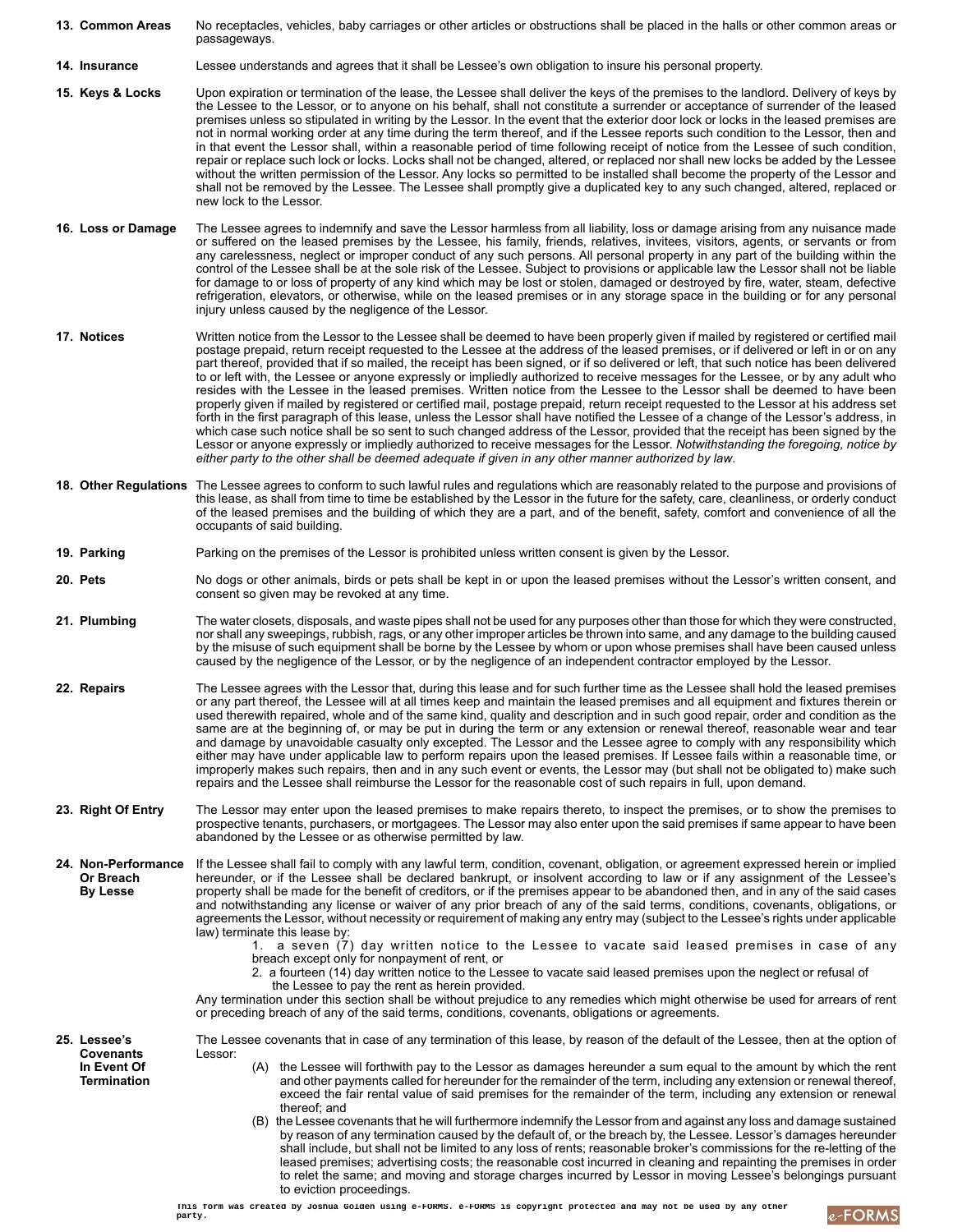**13. Common Areas** No receptacles, vehicles, baby carriages or other articles or obstructions shall be placed in the halls or other common areas or passageways.

**14. Insurance** Lessee understands and agrees that it shall be Lessee's own obligation to insure his personal property.

**15. Keys & Locks** Upon expiration or termination of the lease, the Lessee shall deliver the keys of the premises to the landlord. Delivery of keys by the Lessee to the Lessor, or to anyone on his behalf, shall not constitute a surrender or acceptance of surrender of the leased premises unless so stipulated in writing by the Lessor. In the event that the exterior door lock or locks in the leased premises are not in normal working order at any time during the term thereof, and if the Lessee reports such condition to the Lessor, then and in that event the Lessor shall, within a reasonable period of time following receipt of notice from the Lessee of such condition, repair or replace such lock or locks. Locks shall not be changed, altered, or replaced nor shall new locks be added by the Lessee without the written permission of the Lessor. Any locks so permitted to be installed shall become the property of the Lessor and shall not be removed by the Lessee. The Lessee shall promptly give a duplicated key to any such changed, altered, replaced or new lock to the Lessor.

**16. Loss or Damage** The Lessee agrees to indemnify and save the Lessor harmless from all liability, loss or damage arising from any nuisance made or suffered on the leased premises by the Lessee, his family, friends, relatives, invitees, visitors, agents, or servants or from any carelessness, neglect or improper conduct of any such persons. All personal property in any part of the building within the control of the Lessee shall be at the sole risk of the Lessee. Subject to provisions or applicable law the Lessor shall not be liable for damage to or loss of property of any kind which may be lost or stolen, damaged or destroyed by fire, water, steam, defective refrigeration, elevators, or otherwise, while on the leased premises or in any storage space in the building or for any personal injury unless caused by the negligence of the Lessor.

**17. Notices** Written notice from the Lessor to the Lessee shall be deemed to have been properly given if mailed by registered or certified mail postage prepaid, return receipt requested to the Lessee at the address of the leased premises, or if delivered or left in or on any part thereof, provided that if so mailed, the receipt has been signed, or if so delivered or left, that such notice has been delivered to or left with, the Lessee or anyone expressly or impliedly authorized to receive messages for the Lessee, or by any adult who resides with the Lessee in the leased premises. Written notice from the Lessee to the Lessor shall be deemed to have been properly given if mailed by registered or certified mail, postage prepaid, return receipt requested to the Lessor at his address set forth in the first paragraph of this lease, unless the Lessor shall have notified the Lessee of a change of the Lessor's address, in which case such notice shall be so sent to such changed address of the Lessor, provided that the receipt has been signed by the Lessor or anyone expressly or impliedly authorized to receive messages for the Lessor. *Notwithstanding the foregoing, notice by either party to the other shall be deemed adequate if given in any other manner authorized by law.*

**18. Other Regulations** The Lessee agrees to conform to such lawful rules and regulations which are reasonably related to the purpose and provisions of this lease, as shall from time to time be established by the Lessor in the future for the safety, care, cleanliness, or orderly conduct of the leased premises and the building of which they are a part, and of the benefit, safety, comfort and convenience of all the occupants of said building.

**19. Parking** Parking on the premises of the Lessor is prohibited unless written consent is given by the Lessor.

**20. Pets** No dogs or other animals, birds or pets shall be kept in or upon the leased premises without the Lessor's written consent, and consent so given may be revoked at any time.

**21. Plumbing** The water closets, disposals, and waste pipes shall not be used for any purposes other than those for which they were constructed, nor shall any sweepings, rubbish, rags, or any other improper articles be thrown into same, and any damage to the building caused by the misuse of such equipment shall be borne by the Lessee by whom or upon whose premises shall have been caused unless caused by the negligence of the Lessor, or by the negligence of an independent contractor employed by the Lessor.

**22. Repairs** The Lessee agrees with the Lessor that, during this lease and for such further time as the Lessee shall hold the leased premises or any part thereof, the Lessee will at all times keep and maintain the leased premises and all equipment and fixtures therein or used therewith repaired, whole and of the same kind, quality and description and in such good repair, order and condition as the same are at the beginning of, or may be put in during the term or any extension or renewal thereof, reasonable wear and tear and damage by unavoidable casualty only excepted. The Lessor and the Lessee agree to comply with any responsibility which either may have under applicable law to perform repairs upon the leased premises. If Lessee fails within a reasonable time, or improperly makes such repairs, then and in any such event or events, the Lessor may (but shall not be obligated to) make such repairs and the Lessee shall reimburse the Lessor for the reasonable cost of such repairs in full, upon demand.

**23. Right Of Entry** The Lessor may enter upon the leased premises to make repairs thereto, to inspect the premises, or to show the premises to prospective tenants, purchasers, or mortgagees. The Lessor may also enter upon the said premises if same appear to have been abandoned by the Lessee or as otherwise permitted by law.

**24. Non-Performance Or Breach By Lesse** If the Lessee shall fail to comply with any lawful term, condition, covenant, obligation, or agreement expressed herein or implied hereunder, or if the Lessee shall be declared bankrupt, or insolvent according to law or if any assignment of the Lessee's property shall be made for the benefit of creditors, or if the premises appear to be abandoned then, and in any of the said cases and notwithstanding any license or waiver of any prior breach of any of the said terms, conditions, covenants, obligations, or agreements the Lessor, without necessity or requirement of making any entry may (subject to the Lessee's rights under applicable law) terminate this lease by:

1. a seven (7) day written notice to the Lessee to vacate said leased premises in case of any breach except only for nonpayment of rent, or
2. a fourteen (14) day written notice to the Lessee to vacate said leased premises upon the neglect or refusal of the Lessee to pay the rent as herein provided.

Any termination under this section shall be without prejudice to any remedies which might otherwise be used for arrears of rent or preceding breach of any of the said terms, conditions, covenants, obligations or agreements.

**25. Lessee's Covenants In Event Of Termination** The Lessee covenants that in case of any termination of this lease, by reason of the default of the Lessee, then at the option of Lessor:

(A) the Lessee will forthwith pay to the Lessor as damages hereunder a sum equal to the amount by which the rent and other payments called for hereunder for the remainder of the term, including any extension or renewal thereof, exceed the fair rental value of said premises for the remainder of the term, including any extension or renewal thereof; and

(B) the Lessee covenants that he will furthermore indemnify the Lessor from and against any loss and damage sustained by reason of any termination caused by the default of, or the breach by, the Lessee. Lessor's damages hereunder shall include, but shall not be limited to any loss of rents; reasonable broker's commissions for the re-letting of the leased premises; advertising costs; the reasonable cost incurred in cleaning and repainting the premises in order to relet the same; and moving and storage charges incurred by Lessor in moving Lessee's belongings pursuant to eviction proceedings.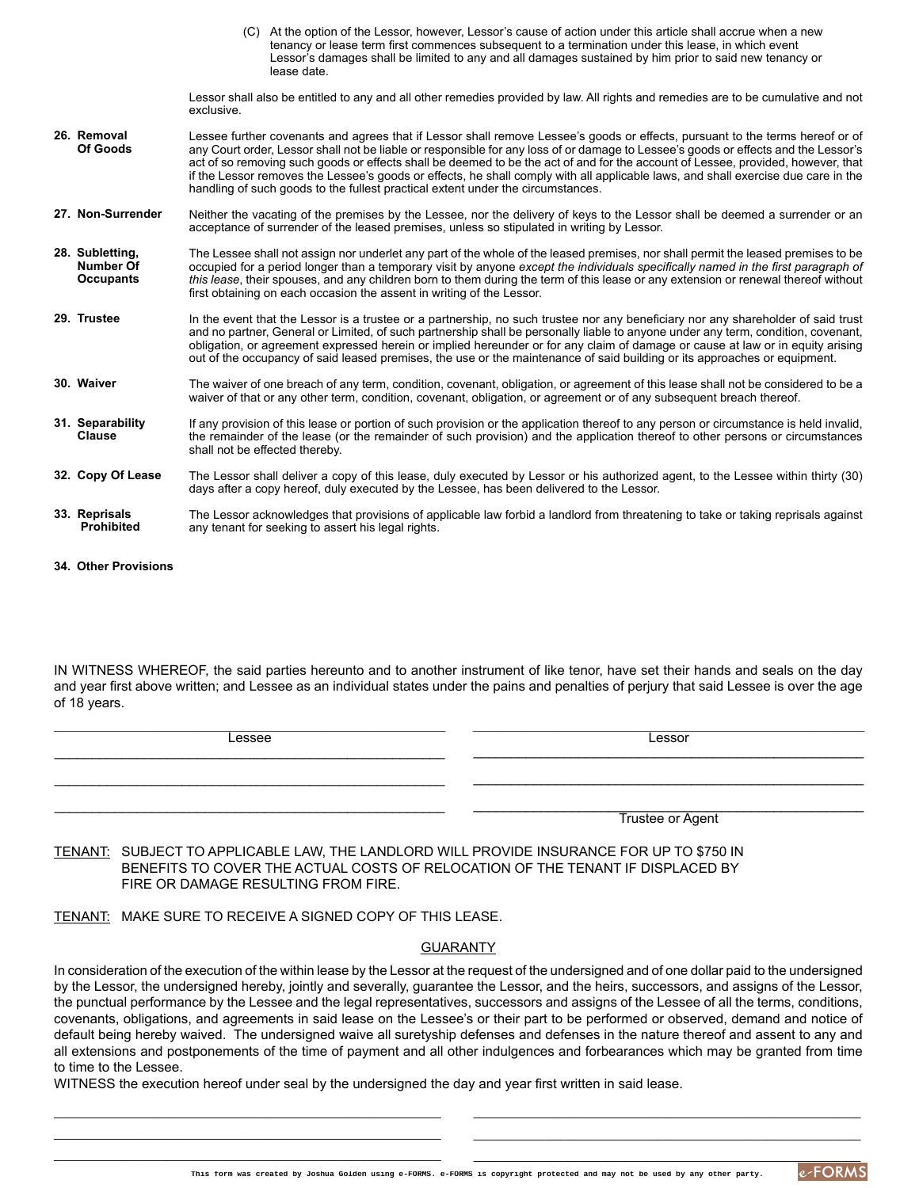(C) At the option of the Lessor, however, Lessor's cause of action under this article shall accrue when a new tenancy or lease term first commences subsequent to a termination under this lease, in which event Lessor's damages shall be limited to any and all damages sustained by him prior to said new tenancy or lease date.

Lessor shall also be entitled to any and all other remedies provided by law. All rights and remedies are to be cumulative and not exclusive.

**26. Removal Of Goods** Lessee further covenants and agrees that if Lessor shall remove Lessee's goods or effects, pursuant to the terms hereof or of any Court order, Lessor shall not be liable or responsible for any loss of or damage to Lessee's goods or effects and the Lessor's act of so removing such goods or effects shall be deemed to be the act of and for the account of Lessee, provided, however, that if the Lessor removes the Lessee's goods or effects, he shall comply with all applicable laws, and shall exercise due care in the handling of such goods to the fullest practical extent under the circumstances.

**27. Non-Surrender** Neither the vacating of the premises by the Lessee, nor the delivery of keys to the Lessor shall be deemed a surrender or an acceptance of surrender of the leased premises, unless so stipulated in writing by Lessor.

**28. Subletting, Number Of Occupants** The Lessee shall not assign nor underlet any part of the whole of the leased premises, nor shall permit the leased premises to be occupied for a period longer than a temporary visit by anyone *except the individuals specifically named in the first paragraph of this lease*, their spouses, and any children born to them during the term of this lease or any extension or renewal thereof without first obtaining on each occasion the assent in writing of the Lessor.

**29. Trustee** In the event that the Lessor is a trustee or a partnership, no such trustee nor any beneficiary nor any shareholder of said trust and no partner, General or Limited, of such partnership shall be personally liable to anyone under any term, condition, covenant, obligation, or agreement expressed herein or implied hereunder or for any claim of damage or cause at law or in equity arising out of the occupancy of said leased premises, the use or the maintenance of said building or its approaches or equipment.

**30. Waiver** The waiver of one breach of any term, condition, covenant, obligation, or agreement of this lease shall not be considered to be a waiver of that or any other term, condition, covenant, obligation, or agreement or of any subsequent breach thereof.

**31. Separability Clause** If any provision of this lease or portion of such provision or the application thereof to any person or circumstance is held invalid, the remainder of the lease (or the remainder of such provision) and the application thereof to other persons or circumstances shall not be effected thereby.

**32. Copy Of Lease** The Lessor shall deliver a copy of this lease, duly executed by Lessor or his authorized agent, to the Lessee within thirty (30) days after a copy hereof, duly executed by the Lessee, has been delivered to the Lessor.

**33. Reprisals Prohibited** The Lessor acknowledges that provisions of applicable law forbid a landlord from threatening to take or taking reprisals against any tenant for seeking to assert his legal rights.

**34. Other Provisions**

IN WITNESS WHEREOF, the said parties hereunto and to another instrument of like tenor, have set their hands and seals on the day and year first above written; and Lessee as an individual states under the pains and penalties of perjury that said Lessee is over the age of 18 years.

______________________ Lessee

______________________ Lessor

______________________

______________________

______________________

______________________ Trustee or Agent

TENANT: SUBJECT TO APPLICABLE LAW, THE LANDLORD WILL PROVIDE INSURANCE FOR UP TO $750 IN BENEFITS TO COVER THE ACTUAL COSTS OF RELOCATION OF THE TENANT IF DISPLACED BY FIRE OR DAMAGE RESULTING FROM FIRE.

TENANT: MAKE SURE TO RECEIVE A SIGNED COPY OF THIS LEASE.

## GUARANTY

In consideration of the execution of the within lease by the Lessor at the request of the undersigned and of one dollar paid to the undersigned by the Lessor, the undersigned hereby, jointly and severally, guarantee the Lessor, and the heirs, successors, and assigns of the Lessor, the punctual performance by the Lessee and the legal representatives, successors and assigns of the Lessee of all the terms, conditions, covenants, obligations, and agreements in said lease on the Lessee's or their part to be performed or observed, demand and notice of default being hereby waived. The undersigned waive all suretyship defenses and defenses in the nature thereof and assent to any and all extensions and postponements of the time of payment and all other indulgences and forbearances which may be granted from time to time to the Lessee.

WITNESS the execution hereof under seal by the undersigned the day and year first written in said lease.

______________________ ______________________

______________________ ______________________

______________________ ______________________